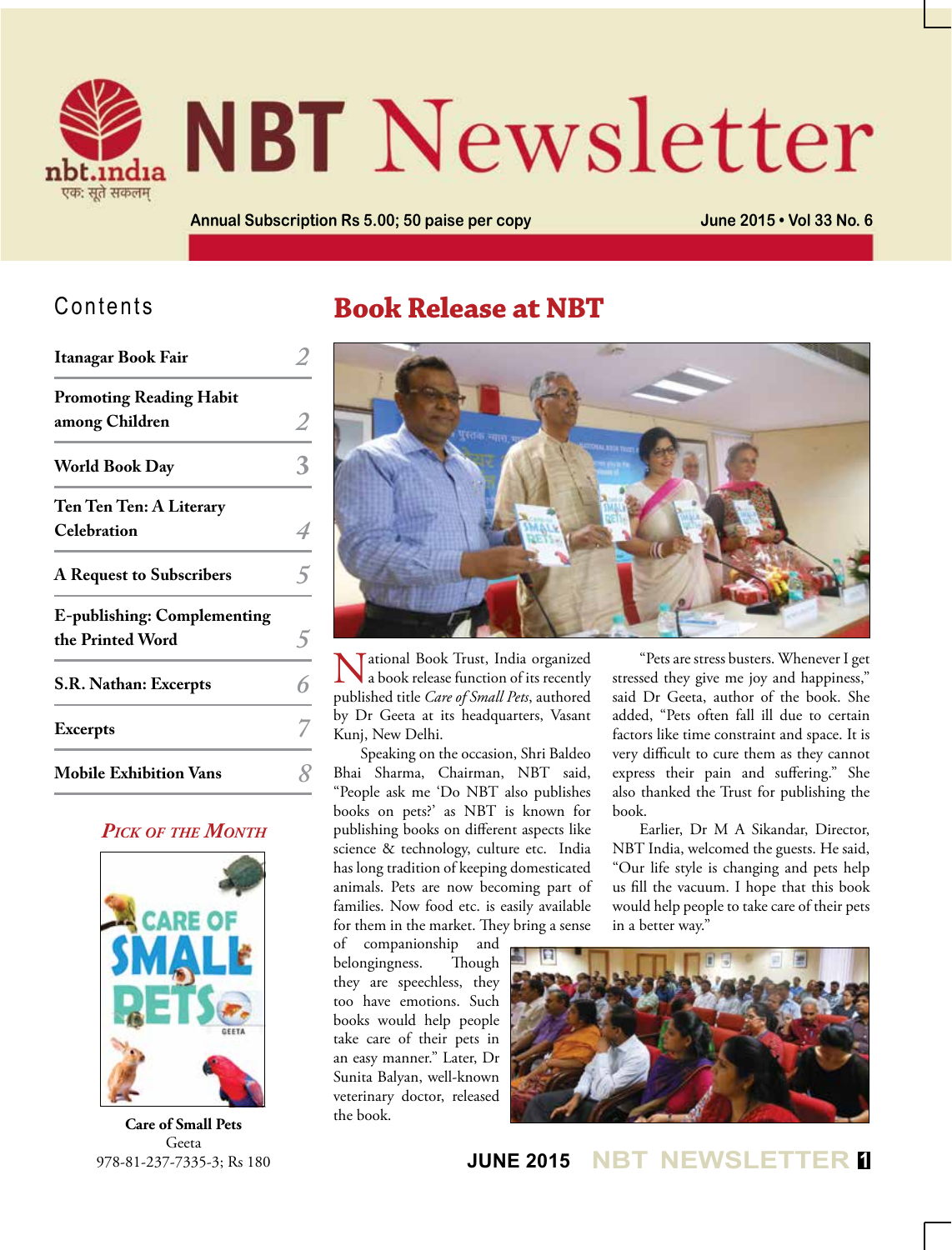# NBT Newsletter

nbt.india
एक: सूते सकलम्

Annual Subscription Rs 5.00; 50 paise per copy

June 2015 • Vol 33 No. 6

## Contents

| | |
|---|---|
| Itanagar Book Fair | 2 |
| Promoting Reading Habit among Children | 2 |
| World Book Day | 3 |
| Ten Ten Ten: A Literary Celebration | 4 |
| A Request to Subscribers | 5 |
| E-publishing: Complementing the Printed Word | 5 |
| S.R. Nathan: Excerpts | 6 |
| Excerpts | 7 |
| Mobile Exhibition Vans | 8 |

### *Pick of the Month*

**Care of Small Pets**
Geeta
978-81-237-7335-3; Rs 180

## Book Release at NBT

National Book Trust, India organized a book release function of its recently published title *Care of Small Pets*, authored by Dr Geeta at its headquarters, Vasant Kunj, New Delhi.

Speaking on the occasion, Shri Baldeo Bhai Sharma, Chairman, NBT said, "People ask me 'Do NBT also publishes books on pets?' as NBT is known for publishing books on different aspects like science & technology, culture etc. India has long tradition of keeping domesticated animals. Pets are now becoming part of families. Now food etc. is easily available for them in the market. They bring a sense of companionship and belongingness. Though they are speechless, they too have emotions. Such books would help people take care of their pets in an easy manner." Later, Dr Sunita Balyan, well-known veterinary doctor, released the book.

"Pets are stress busters. Whenever I get stressed they give me joy and happiness," said Dr Geeta, author of the book. She added, "Pets often fall ill due to certain factors like time constraint and space. It is very difficult to cure them as they cannot express their pain and suffering." She also thanked the Trust for publishing the book.

Earlier, Dr M A Sikandar, Director, NBT India, welcomed the guests. He said, "Our life style is changing and pets help us fill the vacuum. I hope that this book would help people to take care of their pets in a better way."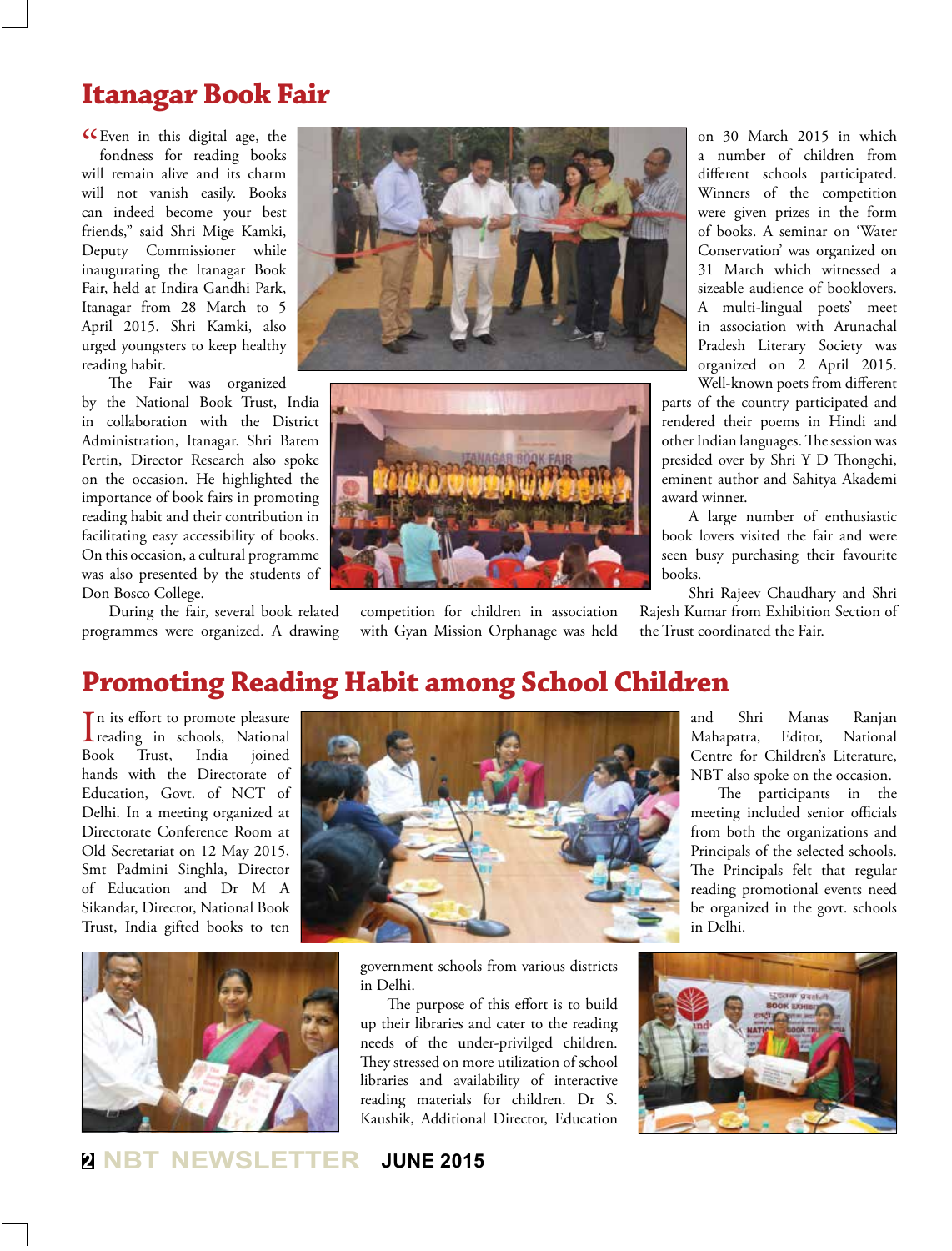## Itanagar Book Fair

"Even in this digital age, the fondness for reading books will remain alive and its charm will not vanish easily. Books can indeed become your best friends," said Shri Mige Kamki, Deputy Commissioner while inaugurating the Itanagar Book Fair, held at Indira Gandhi Park, Itanagar from 28 March to 5 April 2015. Shri Kamki, also urged youngsters to keep healthy reading habit.

The Fair was organized by the National Book Trust, India in collaboration with the District Administration, Itanagar. Shri Batem Pertin, Director Research also spoke on the occasion. He highlighted the importance of book fairs in promoting reading habit and their contribution in facilitating easy accessibility of books. On this occasion, a cultural programme was also presented by the students of Don Bosco College.

During the fair, several book related programmes were organized. A drawing competition for children in association with Gyan Mission Orphanage was held on 30 March 2015 in which a number of children from different schools participated. Winners of the competition were given prizes in the form of books. A seminar on 'Water Conservation' was organized on 31 March which witnessed a sizeable audience of booklovers. A multi-lingual poets' meet in association with Arunachal Pradesh Literary Society was organized on 2 April 2015. Well-known poets from different parts of the country participated and rendered their poems in Hindi and other Indian languages. The session was presided over by Shri Y D Thongchi, eminent author and Sahitya Akademi award winner.

A large number of enthusiastic book lovers visited the fair and were seen busy purchasing their favourite books.

Shri Rajeev Chaudhary and Shri Rajesh Kumar from Exhibition Section of the Trust coordinated the Fair.

## Promoting Reading Habit among School Children

In its effort to promote pleasure reading in schools, National Book Trust, India joined hands with the Directorate of Education, Govt. of NCT of Delhi. In a meeting organized at Directorate Conference Room at Old Secretariat on 12 May 2015, Smt Padmini Singhla, Director of Education and Dr M A Sikandar, Director, National Book Trust, India gifted books to ten government schools from various districts in Delhi.

The purpose of this effort is to build up their libraries and cater to the reading needs of the under-privilged children. They stressed on more utilization of school libraries and availability of interactive reading materials for children. Dr S. Kaushik, Additional Director, Education and Shri Manas Ranjan Mahapatra, Editor, National Centre for Children's Literature, NBT also spoke on the occasion.

The participants in the meeting included senior officials from both the organizations and Principals of the selected schools. The Principals felt that regular reading promotional events need be organized in the govt. schools in Delhi.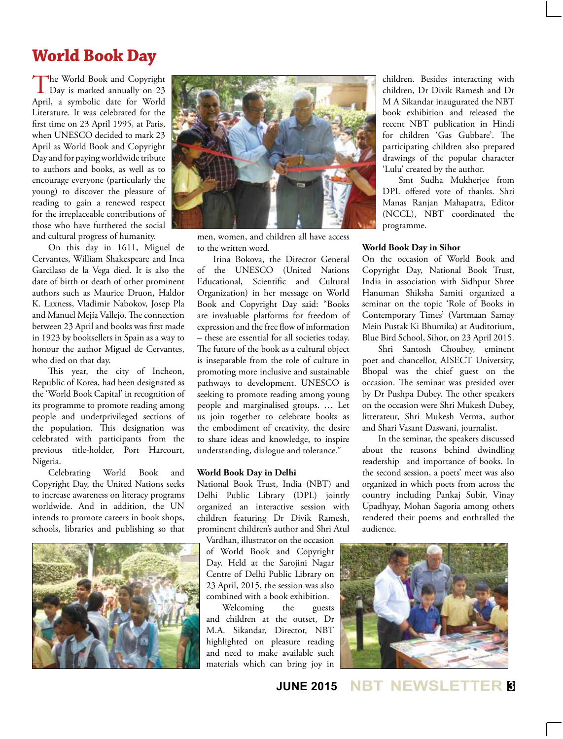# World Book Day

The World Book and Copyright Day is marked annually on 23 April, a symbolic date for World Literature. It was celebrated for the first time on 23 April 1995, at Paris, when UNESCO decided to mark 23 April as World Book and Copyright Day and for paying worldwide tribute to authors and books, as well as to encourage everyone (particularly the young) to discover the pleasure of reading to gain a renewed respect for the irreplaceable contributions of those who have furthered the social and cultural progress of humanity.

On this day in 1611, Miguel de Cervantes, William Shakespeare and Inca Garcilaso de la Vega died. It is also the date of birth or death of other prominent authors such as Maurice Druon, Haldor K. Laxness, Vladimir Nabokov, Josep Pla and Manuel Mejía Vallejo. The connection between 23 April and books was first made in 1923 by booksellers in Spain as a way to honour the author Miguel de Cervantes, who died on that day.

This year, the city of Incheon, Republic of Korea, had been designated as the 'World Book Capital' in recognition of its programme to promote reading among people and underprivileged sections of the population. This designation was celebrated with participants from the previous title-holder, Port Harcourt, Nigeria.

Celebrating World Book and Copyright Day, the United Nations seeks to increase awareness on literacy programs worldwide. And in addition, the UN intends to promote careers in book shops, schools, libraries and publishing so that men, women, and children all have access to the written word.

Irina Bokova, the Director General of the UNESCO (United Nations Educational, Scientific and Cultural Organization) in her message on World Book and Copyright Day said: "Books are invaluable platforms for freedom of expression and the free flow of information – these are essential for all societies today. The future of the book as a cultural object is inseparable from the role of culture in promoting more inclusive and sustainable pathways to development. UNESCO is seeking to promote reading among young people and marginalised groups. … Let us join together to celebrate books as the embodiment of creativity, the desire to share ideas and knowledge, to inspire understanding, dialogue and tolerance."

### World Book Day in Delhi

National Book Trust, India (NBT) and Delhi Public Library (DPL) jointly organized an interactive session with children featuring Dr Divik Ramesh, prominent children's author and Shri Atul Vardhan, illustrator on the occasion of World Book and Copyright Day. Held at the Sarojini Nagar Centre of Delhi Public Library on 23 April, 2015, the session was also combined with a book exhibition.

Welcoming the guests and children at the outset, Dr M.A. Sikandar, Director, NBT highlighted on pleasure reading and need to make available such materials which can bring joy in children. Besides interacting with children, Dr Divik Ramesh and Dr M A Sikandar inaugurated the NBT book exhibition and released the recent NBT publication in Hindi for children 'Gas Gubbare'. The participating children also prepared drawings of the popular character 'Lulu' created by the author.

Smt Sudha Mukherjee from DPL offered vote of thanks. Shri Manas Ranjan Mahapatra, Editor (NCCL), NBT coordinated the programme.

### World Book Day in Sihor

On the occasion of World Book and Copyright Day, National Book Trust, India in association with Sidhpur Shree Hanuman Shiksha Samiti organized a seminar on the topic 'Role of Books in Contemporary Times' (Vartmaan Samay Mein Pustak Ki Bhumika) at Auditorium, Blue Bird School, Sihor, on 23 April 2015.

Shri Santosh Choubey, eminent poet and chancellor, AISECT University, Bhopal was the chief guest on the occasion. The seminar was presided over by Dr Pushpa Dubey. The other speakers on the occasion were Shri Mukesh Dubey, litterateur, Shri Mukesh Verma, author and Shari Vasant Daswani, journalist.

In the seminar, the speakers discussed about the reasons behind dwindling readership and importance of books. In the second session, a poets' meet was also organized in which poets from across the country including Pankaj Subir, Vinay Upadhyay, Mohan Sagoria among others rendered their poems and enthralled the audience.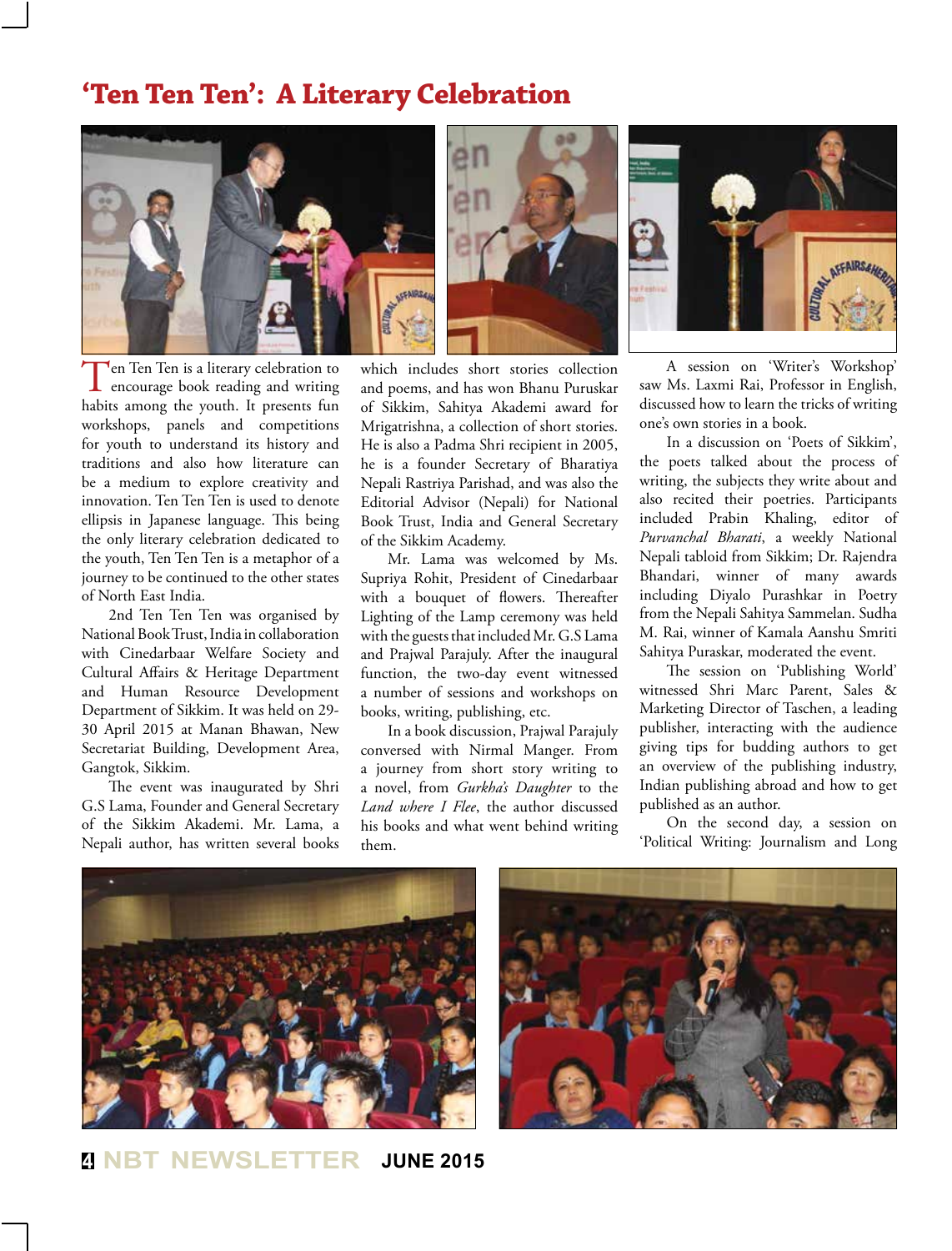# 'Ten Ten Ten': A Literary Celebration

Ten Ten Ten is a literary celebration to encourage book reading and writing habits among the youth. It presents fun workshops, panels and competitions for youth to understand its history and traditions and also how literature can be a medium to explore creativity and innovation. Ten Ten Ten is used to denote ellipsis in Japanese language. This being the only literary celebration dedicated to the youth, Ten Ten Ten is a metaphor of a journey to be continued to the other states of North East India.

2nd Ten Ten Ten was organised by National Book Trust, India in collaboration with Cinedarbaar Welfare Society and Cultural Affairs & Heritage Department and Human Resource Development Department of Sikkim. It was held on 29-30 April 2015 at Manan Bhawan, New Secretariat Building, Development Area, Gangtok, Sikkim.

The event was inaugurated by Shri G.S Lama, Founder and General Secretary of the Sikkim Akademi. Mr. Lama, a Nepali author, has written several books which includes short stories collection and poems, and has won Bhanu Puruskar of Sikkim, Sahitya Akademi award for Mrigatrishna, a collection of short stories. He is also a Padma Shri recipient in 2005, he is a founder Secretary of Bharatiya Nepali Rastriya Parishad, and was also the Editorial Advisor (Nepali) for National Book Trust, India and General Secretary of the Sikkim Academy.

Mr. Lama was welcomed by Ms. Supriya Rohit, President of Cinedarbaar with a bouquet of flowers. Thereafter Lighting of the Lamp ceremony was held with the guests that included Mr. G.S Lama and Prajwal Parajuly. After the inaugural function, the two-day event witnessed a number of sessions and workshops on books, writing, publishing, etc.

In a book discussion, Prajwal Parajuly conversed with Nirmal Manger. From a journey from short story writing to a novel, from *Gurkha's Daughter* to the *Land where I Flee*, the author discussed his books and what went behind writing them.

A session on 'Writer's Workshop' saw Ms. Laxmi Rai, Professor in English, discussed how to learn the tricks of writing one's own stories in a book.

In a discussion on 'Poets of Sikkim', the poets talked about the process of writing, the subjects they write about and also recited their poetries. Participants included Prabin Khaling, editor of *Purvanchal Bharati*, a weekly National Nepali tabloid from Sikkim; Dr. Rajendra Bhandari, winner of many awards including Diyalo Purashkar in Poetry from the Nepali Sahitya Sammelan. Sudha M. Rai, winner of Kamala Aanshu Smriti Sahitya Puraskar, moderated the event.

The session on 'Publishing World' witnessed Shri Marc Parent, Sales & Marketing Director of Taschen, a leading publisher, interacting with the audience giving tips for budding authors to get an overview of the publishing industry, Indian publishing abroad and how to get published as an author.

On the second day, a session on 'Political Writing: Journalism and Long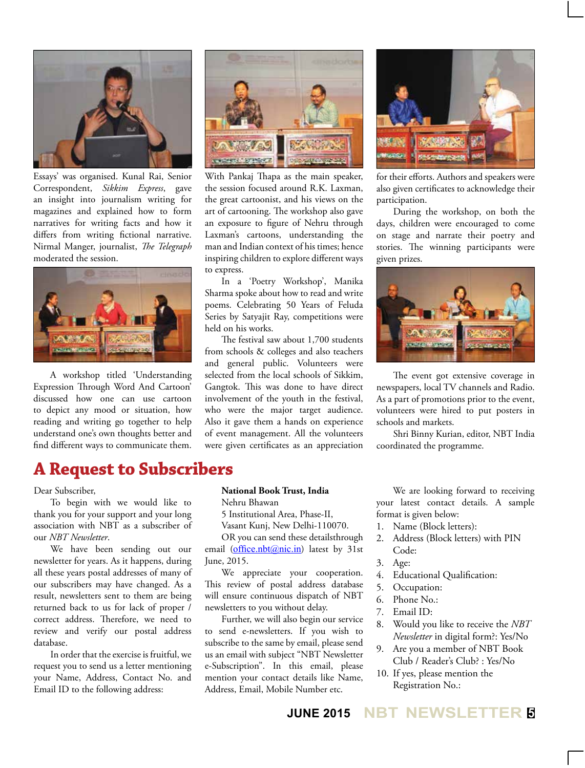Essays' was organised. Kunal Rai, Senior Correspondent, *Sikkim Express*, gave an insight into journalism writing for magazines and explained how to form narratives for writing facts and how it differs from writing fictional narrative. Nirmal Manger, journalist, *The Telegraph* moderated the session.

A workshop titled 'Understanding Expression Through Word And Cartoon' discussed how one can use cartoon to depict any mood or situation, how reading and writing go together to help understand one's own thoughts better and find different ways to communicate them.

With Pankaj Thapa as the main speaker, the session focused around R.K. Laxman, the great cartoonist, and his views on the art of cartooning. The workshop also gave an exposure to figure of Nehru through Laxman's cartoons, understanding the man and Indian context of his times; hence inspiring children to explore different ways to express.

In a 'Poetry Workshop', Manika Sharma spoke about how to read and write poems. Celebrating 50 Years of Feluda Series by Satyajit Ray, competitions were held on his works.

The festival saw about 1,700 students from schools & colleges and also teachers and general public. Volunteers were selected from the local schools of Sikkim, Gangtok. This was done to have direct involvement of the youth in the festival, who were the major target audience. Also it gave them a hands on experience of event management. All the volunteers were given certificates as an appreciation for their efforts. Authors and speakers were also given certificates to acknowledge their participation.

During the workshop, on both the days, children were encouraged to come on stage and narrate their poetry and stories. The winning participants were given prizes.

The event got extensive coverage in newspapers, local TV channels and Radio. As a part of promotions prior to the event, volunteers were hired to put posters in schools and markets.

Shri Binny Kurian, editor, NBT India coordinated the programme.

# A Request to Subscribers

Dear Subscriber,

To begin with we would like to thank you for your support and your long association with NBT as a subscriber of our *NBT Newsletter*.

We have been sending out our newsletter for years. As it happens, during all these years postal addresses of many of our subscribers may have changed. As a result, newsletters sent to them are being returned back to us for lack of proper / correct address. Therefore, we need to review and verify our postal address database.

In order that the exercise is fruitful, we request you to send us a letter mentioning your Name, Address, Contact No. and Email ID to the following address:

**National Book Trust, India**
Nehru Bhawan
5 Institutional Area, Phase-II,
Vasant Kunj, New Delhi-110070.

OR you can send these detailsthrough email (office.nbt@nic.in) latest by 31st June, 2015.

We appreciate your cooperation. This review of postal address database will ensure continuous dispatch of NBT newsletters to you without delay.

Further, we will also begin our service to send e-newsletters. If you wish to subscribe to the same by email, please send us an email with subject "NBT Newsletter e-Subscription". In this email, please mention your contact details like Name, Address, Email, Mobile Number etc.

We are looking forward to receiving your latest contact details. A sample format is given below:

1. Name (Block letters):
2. Address (Block letters) with PIN Code:
3. Age:
4. Educational Qualification:
5. Occupation:
6. Phone No.:
7. Email ID:
8. Would you like to receive the *NBT Newsletter* in digital form?: Yes/No
9. Are you a member of NBT Book Club / Reader's Club? : Yes/No
10. If yes, please mention the Registration No.: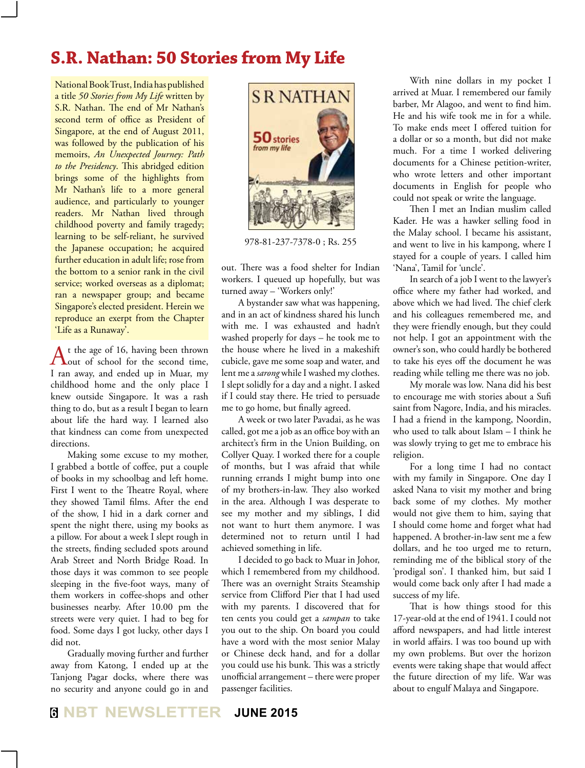# S.R. Nathan: 50 Stories from My Life

National Book Trust, India has published a title *50 Stories from My Life* written by S.R. Nathan. The end of Mr Nathan's second term of office as President of Singapore, at the end of August 2011, was followed by the publication of his memoirs, *An Unexpected Journey: Path to the Presidency*. This abridged edition brings some of the highlights from Mr Nathan's life to a more general audience, and particularly to younger readers. Mr Nathan lived through childhood poverty and family tragedy; learning to be self-reliant, he survived the Japanese occupation; he acquired further education in adult life; rose from the bottom to a senior rank in the civil service; worked overseas as a diplomat; ran a newspaper group; and became Singapore's elected president. Herein we reproduce an exerpt from the Chapter 'Life as a Runaway'.

978-81-237-7378-0 ; Rs. 255

At the age of 16, having been thrown out of school for the second time, I ran away, and ended up in Muar, my childhood home and the only place I knew outside Singapore. It was a rash thing to do, but as a result I began to learn about life the hard way. I learned also that kindness can come from unexpected directions.

Making some excuse to my mother, I grabbed a bottle of coffee, put a couple of books in my schoolbag and left home. First I went to the Theatre Royal, where they showed Tamil films. After the end of the show, I hid in a dark corner and spent the night there, using my books as a pillow. For about a week I slept rough in the streets, finding secluded spots around Arab Street and North Bridge Road. In those days it was common to see people sleeping in the five-foot ways, many of them workers in coffee-shops and other businesses nearby. After 10.00 pm the streets were very quiet. I had to beg for food. Some days I got lucky, other days I did not.

Gradually moving further and further away from Katong, I ended up at the Tanjong Pagar docks, where there was no security and anyone could go in and out. There was a food shelter for Indian workers. I queued up hopefully, but was turned away – 'Workers only!'

A bystander saw what was happening, and in an act of kindness shared his lunch with me. I was exhausted and hadn't washed properly for days – he took me to the house where he lived in a makeshift cubicle, gave me some soap and water, and lent me a *sarong* while I washed my clothes. I slept solidly for a day and a night. I asked if I could stay there. He tried to persuade me to go home, but finally agreed.

A week or two later Pavadai, as he was called, got me a job as an office boy with an architect's firm in the Union Building, on Collyer Quay. I worked there for a couple of months, but I was afraid that while running errands I might bump into one of my brothers-in-law. They also worked in the area. Although I was desperate to see my mother and my siblings, I did not want to hurt them anymore. I was determined not to return until I had achieved something in life.

I decided to go back to Muar in Johor, which I remembered from my childhood. There was an overnight Straits Steamship service from Clifford Pier that I had used with my parents. I discovered that for ten cents you could get a *sampan* to take you out to the ship. On board you could have a word with the most senior Malay or Chinese deck hand, and for a dollar you could use his bunk. This was a strictly unofficial arrangement – there were proper passenger facilities.

With nine dollars in my pocket I arrived at Muar. I remembered our family barber, Mr Alagoo, and went to find him. He and his wife took me in for a while. To make ends meet I offered tuition for a dollar or so a month, but did not make much. For a time I worked delivering documents for a Chinese petition-writer, who wrote letters and other important documents in English for people who could not speak or write the language.

Then I met an Indian muslim called Kader. He was a hawker selling food in the Malay school. I became his assistant, and went to live in his kampong, where I stayed for a couple of years. I called him 'Nana', Tamil for 'uncle'.

In search of a job I went to the lawyer's office where my father had worked, and above which we had lived. The chief clerk and his colleagues remembered me, and they were friendly enough, but they could not help. I got an appointment with the owner's son, who could hardly be bothered to take his eyes off the document he was reading while telling me there was no job.

My morale was low. Nana did his best to encourage me with stories about a Sufi saint from Nagore, India, and his miracles. I had a friend in the kampong, Noordin, who used to talk about Islam – I think he was slowly trying to get me to embrace his religion.

For a long time I had no contact with my family in Singapore. One day I asked Nana to visit my mother and bring back some of my clothes. My mother would not give them to him, saying that I should come home and forget what had happened. A brother-in-law sent me a few dollars, and he too urged me to return, reminding me of the biblical story of the 'prodigal son'. I thanked him, but said I would come back only after I had made a success of my life.

That is how things stood for this 17-year-old at the end of 1941. I could not afford newspapers, and had little interest in world affairs. I was too bound up with my own problems. But over the horizon events were taking shape that would affect the future direction of my life. War was about to engulf Malaya and Singapore.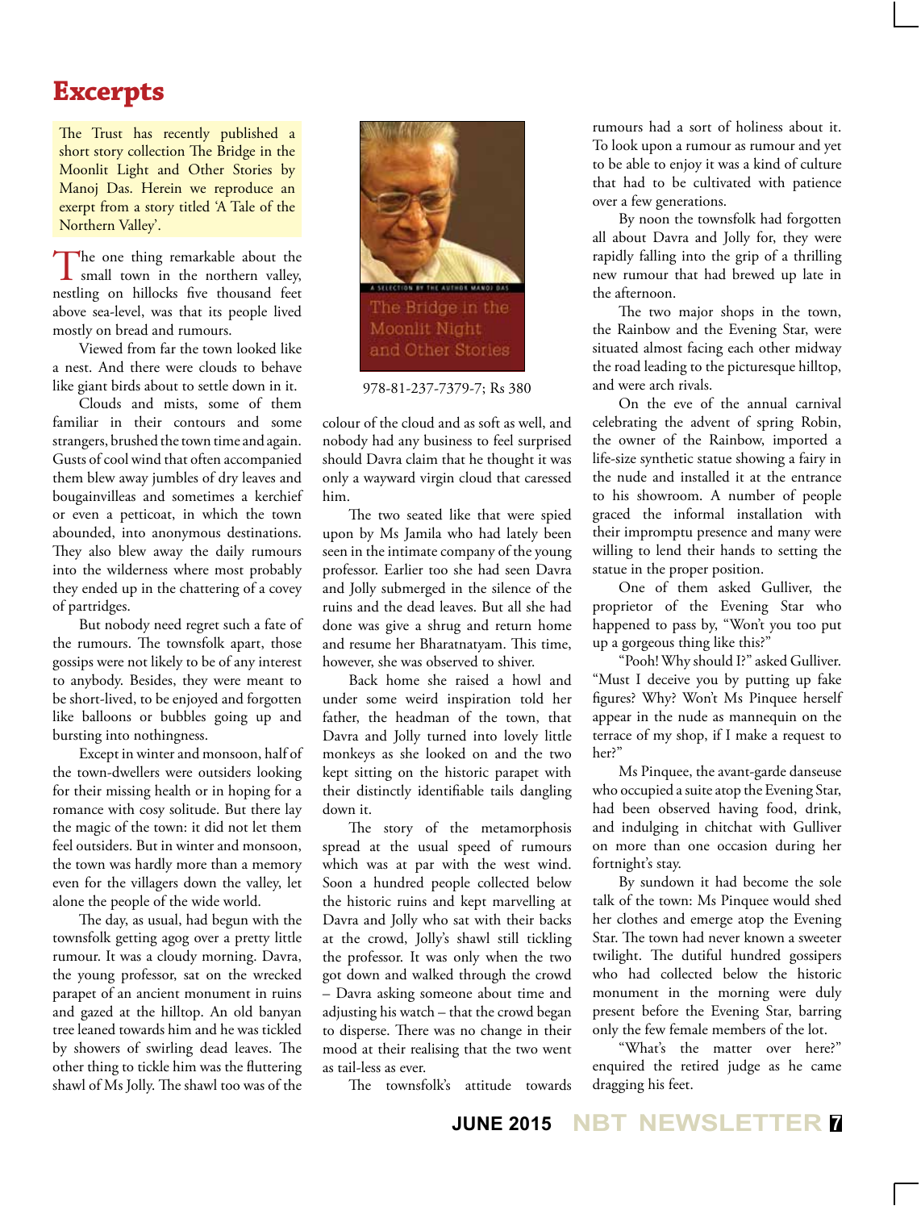# Excerpts

The Trust has recently published a short story collection The Bridge in the Moonlit Light and Other Stories by Manoj Das. Herein we reproduce an exerpt from a story titled 'A Tale of the Northern Valley'.

The one thing remarkable about the small town in the northern valley, nestling on hillocks five thousand feet above sea-level, was that its people lived mostly on bread and rumours.

Viewed from far the town looked like a nest. And there were clouds to behave like giant birds about to settle down in it.

Clouds and mists, some of them familiar in their contours and some strangers, brushed the town time and again. Gusts of cool wind that often accompanied them blew away jumbles of dry leaves and bougainvilleas and sometimes a kerchief or even a petticoat, in which the town abounded, into anonymous destinations. They also blew away the daily rumours into the wilderness where most probably they ended up in the chattering of a covey of partridges.

But nobody need regret such a fate of the rumours. The townsfolk apart, those gossips were not likely to be of any interest to anybody. Besides, they were meant to be short-lived, to be enjoyed and forgotten like balloons or bubbles going up and bursting into nothingness.

Except in winter and monsoon, half of the town-dwellers were outsiders looking for their missing health or in hoping for a romance with cosy solitude. But there lay the magic of the town: it did not let them feel outsiders. But in winter and monsoon, the town was hardly more than a memory even for the villagers down the valley, let alone the people of the wide world.

The day, as usual, had begun with the townsfolk getting agog over a pretty little rumour. It was a cloudy morning. Davra, the young professor, sat on the wrecked parapet of an ancient monument in ruins and gazed at the hilltop. An old banyan tree leaned towards him and he was tickled by showers of swirling dead leaves. The other thing to tickle him was the fluttering shawl of Ms Jolly. The shawl too was of the colour of the cloud and as soft as well, and nobody had any business to feel surprised should Davra claim that he thought it was only a wayward virgin cloud that caressed him.

978-81-237-7379-7; Rs 380

The two seated like that were spied upon by Ms Jamila who had lately been seen in the intimate company of the young professor. Earlier too she had seen Davra and Jolly submerged in the silence of the ruins and the dead leaves. But all she had done was give a shrug and return home and resume her Bharatnatyam. This time, however, she was observed to shiver.

Back home she raised a howl and under some weird inspiration told her father, the headman of the town, that Davra and Jolly turned into lovely little monkeys as she looked on and the two kept sitting on the historic parapet with their distinctly identifiable tails dangling down it.

The story of the metamorphosis spread at the usual speed of rumours which was at par with the west wind. Soon a hundred people collected below the historic ruins and kept marvelling at Davra and Jolly who sat with their backs at the crowd, Jolly's shawl still tickling the professor. It was only when the two got down and walked through the crowd – Davra asking someone about time and adjusting his watch – that the crowd began to disperse. There was no change in their mood at their realising that the two went as tail-less as ever.

The townsfolk's attitude towards rumours had a sort of holiness about it. To look upon a rumour as rumour and yet to be able to enjoy it was a kind of culture that had to be cultivated with patience over a few generations.

By noon the townsfolk had forgotten all about Davra and Jolly for, they were rapidly falling into the grip of a thrilling new rumour that had brewed up late in the afternoon.

The two major shops in the town, the Rainbow and the Evening Star, were situated almost facing each other midway the road leading to the picturesque hilltop, and were arch rivals.

On the eve of the annual carnival celebrating the advent of spring Robin, the owner of the Rainbow, imported a life-size synthetic statue showing a fairy in the nude and installed it at the entrance to his showroom. A number of people graced the informal installation with their impromptu presence and many were willing to lend their hands to setting the statue in the proper position.

One of them asked Gulliver, the proprietor of the Evening Star who happened to pass by, "Won't you too put up a gorgeous thing like this?"

"Pooh! Why should I?" asked Gulliver. "Must I deceive you by putting up fake figures? Why? Won't Ms Pinquee herself appear in the nude as mannequin on the terrace of my shop, if I make a request to her?"

Ms Pinquee, the avant-garde danseuse who occupied a suite atop the Evening Star, had been observed having food, drink, and indulging in chitchat with Gulliver on more than one occasion during her fortnight's stay.

By sundown it had become the sole talk of the town: Ms Pinquee would shed her clothes and emerge atop the Evening Star. The town had never known a sweeter twilight. The dutiful hundred gossipers who had collected below the historic monument in the morning were duly present before the Evening Star, barring only the few female members of the lot.

"What's the matter over here?" enquired the retired judge as he came dragging his feet.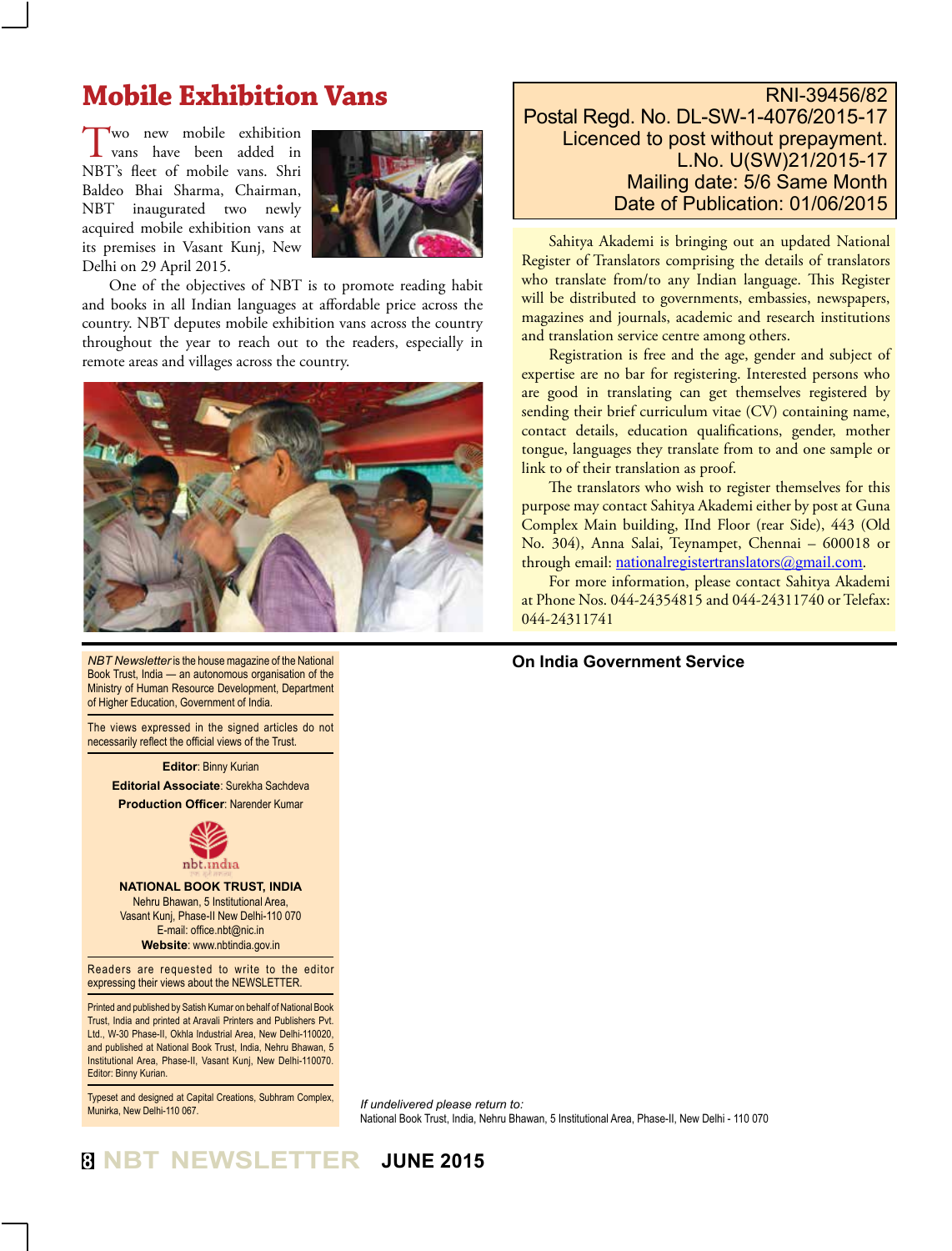## Mobile Exhibition Vans

Two new mobile exhibition vans have been added in NBT's fleet of mobile vans. Shri Baldeo Bhai Sharma, Chairman, NBT inaugurated two newly acquired mobile exhibition vans at its premises in Vasant Kunj, New Delhi on 29 April 2015.

One of the objectives of NBT is to promote reading habit and books in all Indian languages at affordable price across the country. NBT deputes mobile exhibition vans across the country throughout the year to reach out to the readers, especially in remote areas and villages across the country.

RNI-39456/82
Postal Regd. No. DL-SW-1-4076/2015-17
Licenced to post without prepayment.
L.No. U(SW)21/2015-17
Mailing date: 5/6 Same Month
Date of Publication: 01/06/2015

Sahitya Akademi is bringing out an updated National Register of Translators comprising the details of translators who translate from/to any Indian language. This Register will be distributed to governments, embassies, newspapers, magazines and journals, academic and research institutions and translation service centre among others.

Registration is free and the age, gender and subject of expertise are no bar for registering. Interested persons who are good in translating can get themselves registered by sending their brief curriculum vitae (CV) containing name, contact details, education qualifications, gender, mother tongue, languages they translate from to and one sample or link to of their translation as proof.

The translators who wish to register themselves for this purpose may contact Sahitya Akademi either by post at Guna Complex Main building, IInd Floor (rear Side), 443 (Old No. 304), Anna Salai, Teynampet, Chennai – 600018 or through email: nationalregistertranslators@gmail.com.

For more information, please contact Sahitya Akademi at Phone Nos. 044-24354815 and 044-24311740 or Telefax: 044-24311741

*NBT Newsletter* is the house magazine of the National Book Trust, India — an autonomous organisation of the Ministry of Human Resource Development, Department of Higher Education, Government of India.

The views expressed in the signed articles do not necessarily reflect the official views of the Trust.

**Editor**: Binny Kurian
**Editorial Associate**: Surekha Sachdeva
**Production Officer**: Narender Kumar

**NATIONAL BOOK TRUST, INDIA**
Nehru Bhawan, 5 Institutional Area,
Vasant Kunj, Phase-II New Delhi-110 070
E-mail: office.nbt@nic.in
**Website**: www.nbtindia.gov.in

Readers are requested to write to the editor expressing their views about the NEWSLETTER.

Printed and published by Satish Kumar on behalf of National Book Trust, India and printed at Aravali Printers and Publishers Pvt. Ltd., W-30 Phase-II, Okhla Industrial Area, New Delhi-110020, and published at National Book Trust, India, Nehru Bhawan, 5 Institutional Area, Phase-II, Vasant Kunj, New Delhi-110070. Editor: Binny Kurian.

Typeset and designed at Capital Creations, Subhram Complex, Munirka, New Delhi-110 067.

**On India Government Service**

*If undelivered please return to:*
National Book Trust, India, Nehru Bhawan, 5 Institutional Area, Phase-II, New Delhi - 110 070